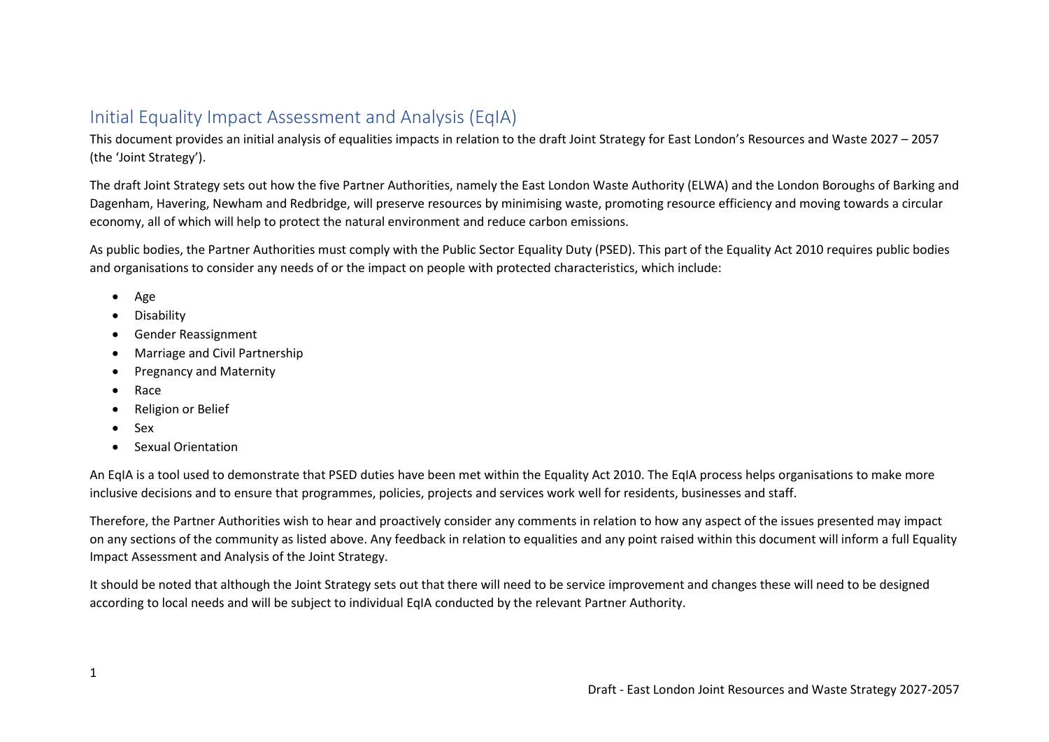# Initial Equality Impact Assessment and Analysis (EqIA)

This document provides an initial analysis of equalities impacts in relation to the draft Joint Strategy for East London's Resources and Waste 2027 – 2057 (the 'Joint Strategy').

The draft Joint Strategy sets out how the five Partner Authorities, namely the East London Waste Authority (ELWA) and the London Boroughs of Barking and Dagenham, Havering, Newham and Redbridge, will preserve resources by minimising waste, promoting resource efficiency and moving towards a circular economy, all of which will help to protect the natural environment and reduce carbon emissions.

As public bodies, the Partner Authorities must comply with the Public Sector Equality Duty (PSED). This part of the Equality Act 2010 requires public bodies and organisations to consider any needs of or the impact on people with protected characteristics, which include:

- Age
- Disability
- Gender Reassignment
- Marriage and Civil Partnership
- Pregnancy and Maternity
- Race
- Religion or Belief
- Sex
- Sexual Orientation

An EqIA is a tool used to demonstrate that PSED duties have been met within the Equality Act 2010. The EqIA process helps organisations to make more inclusive decisions and to ensure that programmes, policies, projects and services work well for residents, businesses and staff.

Therefore, the Partner Authorities wish to hear and proactively consider any comments in relation to how any aspect of the issues presented may impact on any sections of the community as listed above. Any feedback in relation to equalities and any point raised within this document will inform a full Equality Impact Assessment and Analysis of the Joint Strategy.

It should be noted that although the Joint Strategy sets out that there will need to be service improvement and changes these will need to be designed according to local needs and will be subject to individual EqIA conducted by the relevant Partner Authority.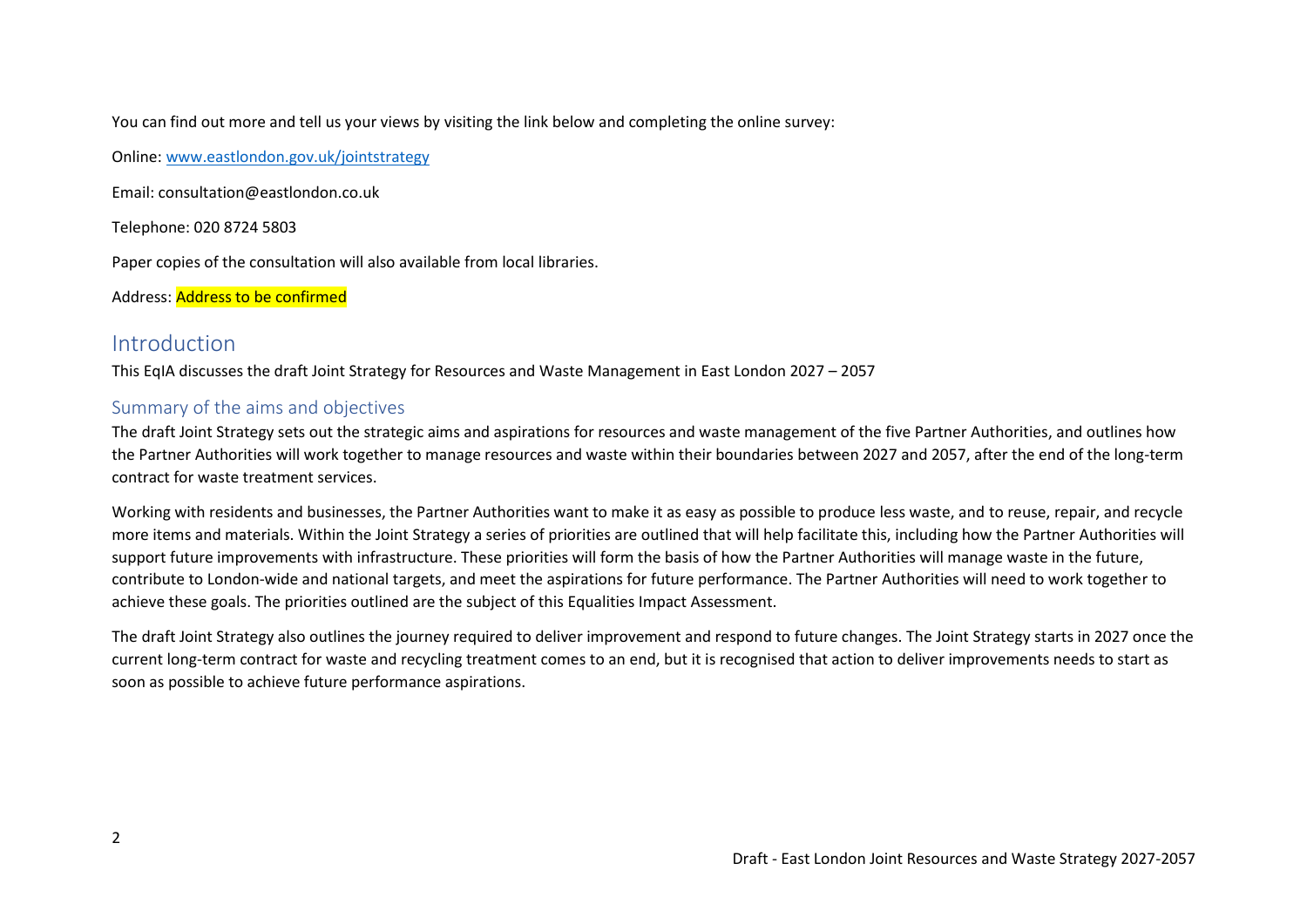You can find out more and tell us your views by visiting the link below and completing the online survey:

Online: [www.eastlondon.gov.uk/jointstrategy](www.eastlondon.gov.uk/jointstrategy)

Email: consultation@eastlondon.co.uk

Telephone: 020 8724 5803

Paper copies of the consultation will also available from local libraries.

Address: Address to be confirmed

## Introduction

This EqIA discusses the draft Joint Strategy for Resources and Waste Management in East London 2027 – 2057

### Summary of the aims and objectives

The draft Joint Strategy sets out the strategic aims and aspirations for resources and waste management of the five Partner Authorities, and outlines how the Partner Authorities will work together to manage resources and waste within their boundaries between 2027 and 2057, after the end of the long-term contract for waste treatment services.

Working with residents and businesses, the Partner Authorities want to make it as easy as possible to produce less waste, and to reuse, repair, and recycle more items and materials. Within the Joint Strategy a series of priorities are outlined that will help facilitate this, including how the Partner Authorities will support future improvements with infrastructure. These priorities will form the basis of how the Partner Authorities will manage waste in the future, contribute to London-wide and national targets, and meet the aspirations for future performance. The Partner Authorities will need to work together to achieve these goals. The priorities outlined are the subject of this Equalities Impact Assessment.

The draft Joint Strategy also outlines the journey required to deliver improvement and respond to future changes. The Joint Strategy starts in 2027 once the current long-term contract for waste and recycling treatment comes to an end, but it is recognised that action to deliver improvements needs to start as soon as possible to achieve future performance aspirations.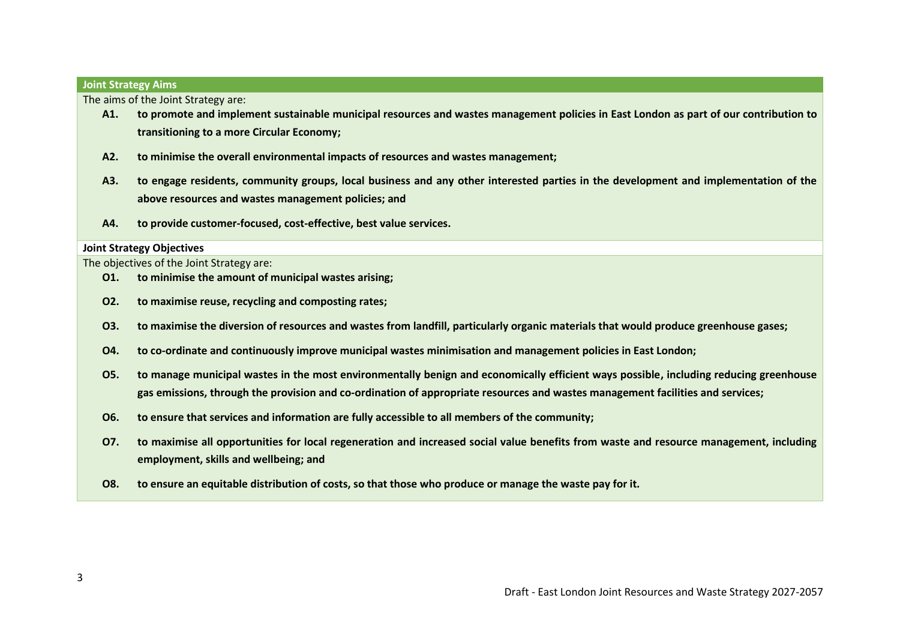## Joint Strategy Aims

The aims of the Joint Strategy are:

- **A1. to promote and implement sustainable municipal resources and wastes management policies in East London as part of our contribution to transitioning to a more Circular Economy;**
- **A2. to minimise the overall environmental impacts of resources and wastes management;**
- **A3. to engage residents, community groups, local business and any other interested parties in the development and implementation of the above resources and wastes management policies; and**
- **A4. to provide customer-focused, cost-effective, best value services.**

## Joint Strategy Objectives

The objectives of the Joint Strategy are:

- **O1. to minimise the amount of municipal wastes arising;**
- **O2. to maximise reuse, recycling and composting rates;**
- **O3. to maximise the diversion of resources and wastes from landfill, particularly organic materials that would produce greenhouse gases;**
- **O4. to co-ordinate and continuously improve municipal wastes minimisation and management policies in East London;**
- **O5. to manage municipal wastes in the most environmentally benign and economically efficient ways possible, including reducing greenhouse gas emissions, through the provision and co-ordination of appropriate resources and wastes management facilities and services;**
- **O6. to ensure that services and information are fully accessible to all members of the community;**
- **O7. to maximise all opportunities for local regeneration and increased social value benefits from waste and resource management, including employment, skills and wellbeing; and**
- **O8. to ensure an equitable distribution of costs, so that those who produce or manage the waste pay for it.**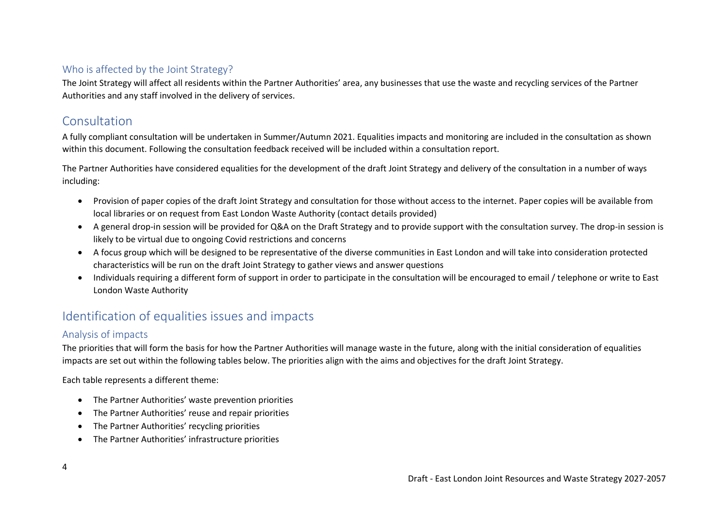### Who is affected by the Joint Strategy?

The Joint Strategy will affect all residents within the Partner Authorities' area, any businesses that use the waste and recycling services of the Partner Authorities and any staff involved in the delivery of services.

## Consultation

A fully compliant consultation will be undertaken in Summer/Autumn 2021. Equalities impacts and monitoring are included in the consultation as shown within this document. Following the consultation feedback received will be included within a consultation report.

The Partner Authorities have considered equalities for the development of the draft Joint Strategy and delivery of the consultation in a number of ways including:

- Provision of paper copies of the draft Joint Strategy and consultation for those without access to the internet. Paper copies will be available from local libraries or on request from East London Waste Authority (contact details provided)
- A general drop-in session will be provided for Q&A on the Draft Strategy and to provide support with the consultation survey. The drop-in session is likely to be virtual due to ongoing Covid restrictions and concerns
- A focus group which will be designed to be representative of the diverse communities in East London and will take into consideration protected characteristics will be run on the draft Joint Strategy to gather views and answer questions
- Individuals requiring a different form of support in order to participate in the consultation will be encouraged to email / telephone or write to East London Waste Authority

## Identification of equalities issues and impacts

### Analysis of impacts

The priorities that will form the basis for how the Partner Authorities will manage waste in the future, along with the initial consideration of equalities impacts are set out within the following tables below. The priorities align with the aims and objectives for the draft Joint Strategy.

Each table represents a different theme:

- The Partner Authorities' waste prevention priorities
- The Partner Authorities' reuse and repair priorities
- The Partner Authorities' recycling priorities
- The Partner Authorities' infrastructure priorities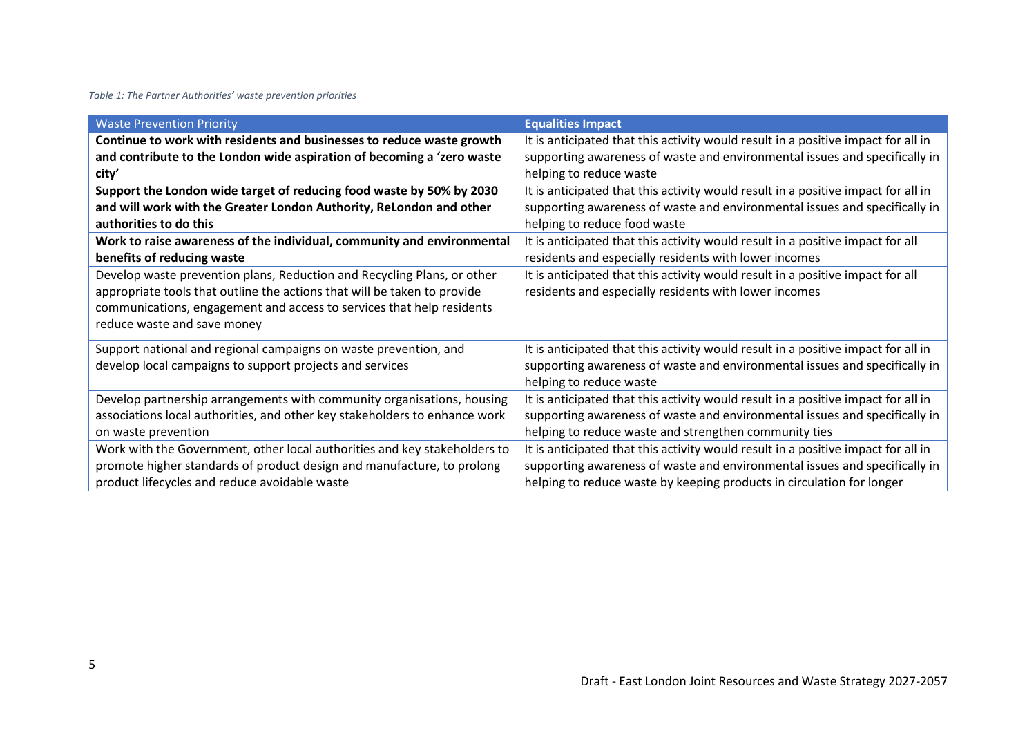*Table 1: The Partner Authorities' waste prevention priorities*

| Waste Prevention Priority | **Equalities Impact** |
| --- | --- |
| **Continue to work with residents and businesses to reduce waste growth and contribute to the London wide aspiration of becoming a 'zero waste city'** | It is anticipated that this activity would result in a positive impact for all in supporting awareness of waste and environmental issues and specifically in helping to reduce waste |
| **Support the London wide target of reducing food waste by 50% by 2030 and will work with the Greater London Authority, ReLondon and other authorities to do this** | It is anticipated that this activity would result in a positive impact for all in supporting awareness of waste and environmental issues and specifically in helping to reduce food waste |
| **Work to raise awareness of the individual, community and environmental benefits of reducing waste** | It is anticipated that this activity would result in a positive impact for all residents and especially residents with lower incomes |
| Develop waste prevention plans, Reduction and Recycling Plans, or other appropriate tools that outline the actions that will be taken to provide communications, engagement and access to services that help residents reduce waste and save money | It is anticipated that this activity would result in a positive impact for all residents and especially residents with lower incomes |
| Support national and regional campaigns on waste prevention, and develop local campaigns to support projects and services | It is anticipated that this activity would result in a positive impact for all in supporting awareness of waste and environmental issues and specifically in helping to reduce waste |
| Develop partnership arrangements with community organisations, housing associations local authorities, and other key stakeholders to enhance work on waste prevention | It is anticipated that this activity would result in a positive impact for all in supporting awareness of waste and environmental issues and specifically in helping to reduce waste and strengthen community ties |
| Work with the Government, other local authorities and key stakeholders to promote higher standards of product design and manufacture, to prolong product lifecycles and reduce avoidable waste | It is anticipated that this activity would result in a positive impact for all in supporting awareness of waste and environmental issues and specifically in helping to reduce waste by keeping products in circulation for longer |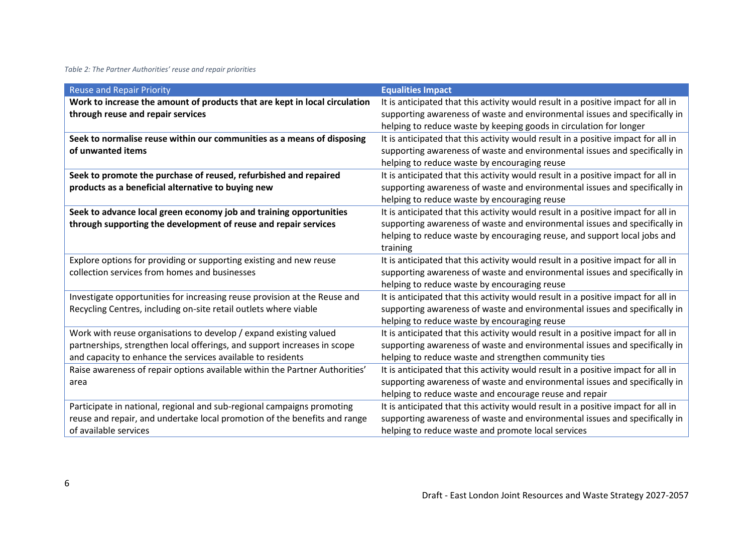*Table 2: The Partner Authorities' reuse and repair priorities*

| Reuse and Repair Priority | **Equalities Impact** |
|---|---|
| **Work to increase the amount of products that are kept in local circulation through reuse and repair services** | It is anticipated that this activity would result in a positive impact for all in supporting awareness of waste and environmental issues and specifically in helping to reduce waste by keeping goods in circulation for longer |
| **Seek to normalise reuse within our communities as a means of disposing of unwanted items** | It is anticipated that this activity would result in a positive impact for all in supporting awareness of waste and environmental issues and specifically in helping to reduce waste by encouraging reuse |
| **Seek to promote the purchase of reused, refurbished and repaired products as a beneficial alternative to buying new** | It is anticipated that this activity would result in a positive impact for all in supporting awareness of waste and environmental issues and specifically in helping to reduce waste by encouraging reuse |
| **Seek to advance local green economy job and training opportunities through supporting the development of reuse and repair services** | It is anticipated that this activity would result in a positive impact for all in supporting awareness of waste and environmental issues and specifically in helping to reduce waste by encouraging reuse, and support local jobs and training |
| Explore options for providing or supporting existing and new reuse collection services from homes and businesses | It is anticipated that this activity would result in a positive impact for all in supporting awareness of waste and environmental issues and specifically in helping to reduce waste by encouraging reuse |
| Investigate opportunities for increasing reuse provision at the Reuse and Recycling Centres, including on-site retail outlets where viable | It is anticipated that this activity would result in a positive impact for all in supporting awareness of waste and environmental issues and specifically in helping to reduce waste by encouraging reuse |
| Work with reuse organisations to develop / expand existing valued partnerships, strengthen local offerings, and support increases in scope and capacity to enhance the services available to residents | It is anticipated that this activity would result in a positive impact for all in supporting awareness of waste and environmental issues and specifically in helping to reduce waste and strengthen community ties |
| Raise awareness of repair options available within the Partner Authorities' area | It is anticipated that this activity would result in a positive impact for all in supporting awareness of waste and environmental issues and specifically in helping to reduce waste and encourage reuse and repair |
| Participate in national, regional and sub-regional campaigns promoting reuse and repair, and undertake local promotion of the benefits and range of available services | It is anticipated that this activity would result in a positive impact for all in supporting awareness of waste and environmental issues and specifically in helping to reduce waste and promote local services |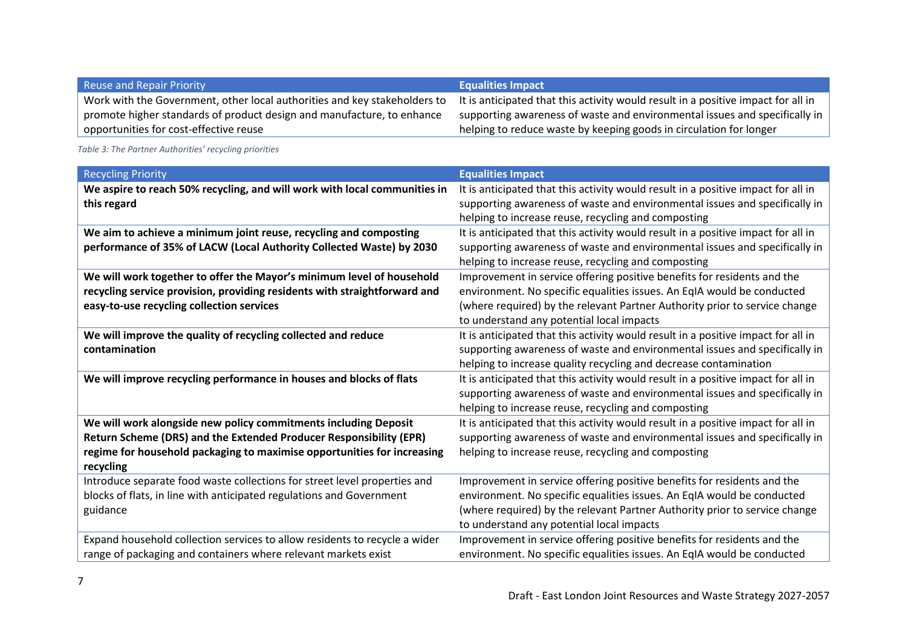| Reuse and Repair Priority | Equalities Impact |
|---|---|
| Work with the Government, other local authorities and key stakeholders to promote higher standards of product design and manufacture, to enhance opportunities for cost-effective reuse | It is anticipated that this activity would result in a positive impact for all in supporting awareness of waste and environmental issues and specifically in helping to reduce waste by keeping goods in circulation for longer |

*Table 3: The Partner Authorities' recycling priorities*

| Recycling Priority | Equalities Impact |
|---|---|
| **We aspire to reach 50% recycling, and will work with local communities in this regard** | It is anticipated that this activity would result in a positive impact for all in supporting awareness of waste and environmental issues and specifically in helping to increase reuse, recycling and composting |
| **We aim to achieve a minimum joint reuse, recycling and composting performance of 35% of LACW (Local Authority Collected Waste) by 2030** | It is anticipated that this activity would result in a positive impact for all in supporting awareness of waste and environmental issues and specifically in helping to increase reuse, recycling and composting |
| **We will work together to offer the Mayor's minimum level of household recycling service provision, providing residents with straightforward and easy-to-use recycling collection services** | Improvement in service offering positive benefits for residents and the environment. No specific equalities issues. An EqIA would be conducted (where required) by the relevant Partner Authority prior to service change to understand any potential local impacts |
| **We will improve the quality of recycling collected and reduce contamination** | It is anticipated that this activity would result in a positive impact for all in supporting awareness of waste and environmental issues and specifically in helping to increase quality recycling and decrease contamination |
| **We will improve recycling performance in houses and blocks of flats** | It is anticipated that this activity would result in a positive impact for all in supporting awareness of waste and environmental issues and specifically in helping to increase reuse, recycling and composting |
| **We will work alongside new policy commitments including Deposit Return Scheme (DRS) and the Extended Producer Responsibility (EPR) regime for household packaging to maximise opportunities for increasing recycling** | It is anticipated that this activity would result in a positive impact for all in supporting awareness of waste and environmental issues and specifically in helping to increase reuse, recycling and composting |
| Introduce separate food waste collections for street level properties and blocks of flats, in line with anticipated regulations and Government guidance | Improvement in service offering positive benefits for residents and the environment. No specific equalities issues. An EqIA would be conducted (where required) by the relevant Partner Authority prior to service change to understand any potential local impacts |
| Expand household collection services to allow residents to recycle a wider range of packaging and containers where relevant markets exist | Improvement in service offering positive benefits for residents and the environment. No specific equalities issues. An EqIA would be conducted |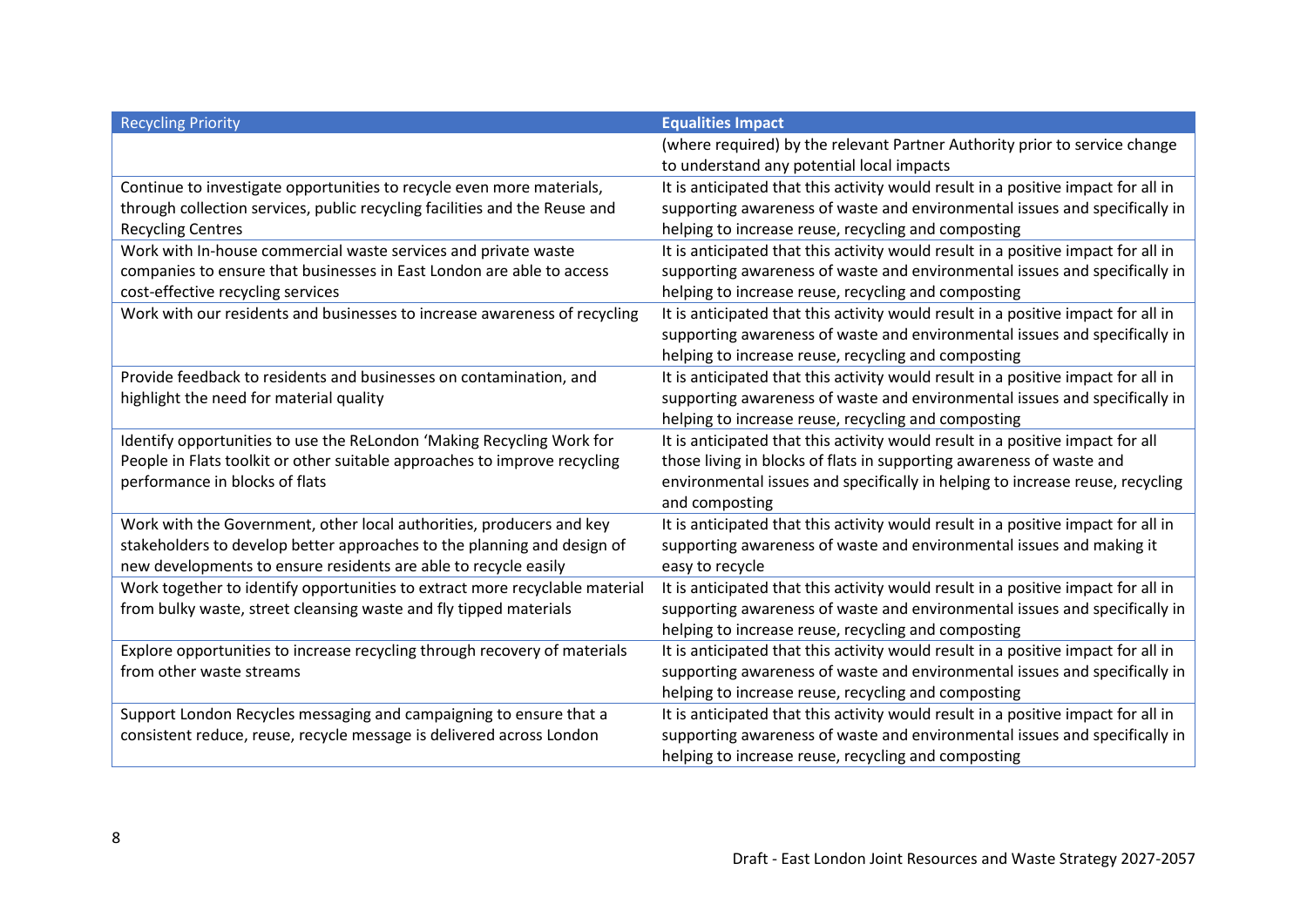| Recycling Priority | Equalities Impact |
| --- | --- |
| | (where required) by the relevant Partner Authority prior to service change to understand any potential local impacts |
| Continue to investigate opportunities to recycle even more materials, through collection services, public recycling facilities and the Reuse and Recycling Centres | It is anticipated that this activity would result in a positive impact for all in supporting awareness of waste and environmental issues and specifically in helping to increase reuse, recycling and composting |
| Work with In-house commercial waste services and private waste companies to ensure that businesses in East London are able to access cost-effective recycling services | It is anticipated that this activity would result in a positive impact for all in supporting awareness of waste and environmental issues and specifically in helping to increase reuse, recycling and composting |
| Work with our residents and businesses to increase awareness of recycling | It is anticipated that this activity would result in a positive impact for all in supporting awareness of waste and environmental issues and specifically in helping to increase reuse, recycling and composting |
| Provide feedback to residents and businesses on contamination, and highlight the need for material quality | It is anticipated that this activity would result in a positive impact for all in supporting awareness of waste and environmental issues and specifically in helping to increase reuse, recycling and composting |
| Identify opportunities to use the ReLondon 'Making Recycling Work for People in Flats toolkit or other suitable approaches to improve recycling performance in blocks of flats | It is anticipated that this activity would result in a positive impact for all those living in blocks of flats in supporting awareness of waste and environmental issues and specifically in helping to increase reuse, recycling and composting |
| Work with the Government, other local authorities, producers and key stakeholders to develop better approaches to the planning and design of new developments to ensure residents are able to recycle easily | It is anticipated that this activity would result in a positive impact for all in supporting awareness of waste and environmental issues and making it easy to recycle |
| Work together to identify opportunities to extract more recyclable material from bulky waste, street cleansing waste and fly tipped materials | It is anticipated that this activity would result in a positive impact for all in supporting awareness of waste and environmental issues and specifically in helping to increase reuse, recycling and composting |
| Explore opportunities to increase recycling through recovery of materials from other waste streams | It is anticipated that this activity would result in a positive impact for all in supporting awareness of waste and environmental issues and specifically in helping to increase reuse, recycling and composting |
| Support London Recycles messaging and campaigning to ensure that a consistent reduce, reuse, recycle message is delivered across London | It is anticipated that this activity would result in a positive impact for all in supporting awareness of waste and environmental issues and specifically in helping to increase reuse, recycling and composting |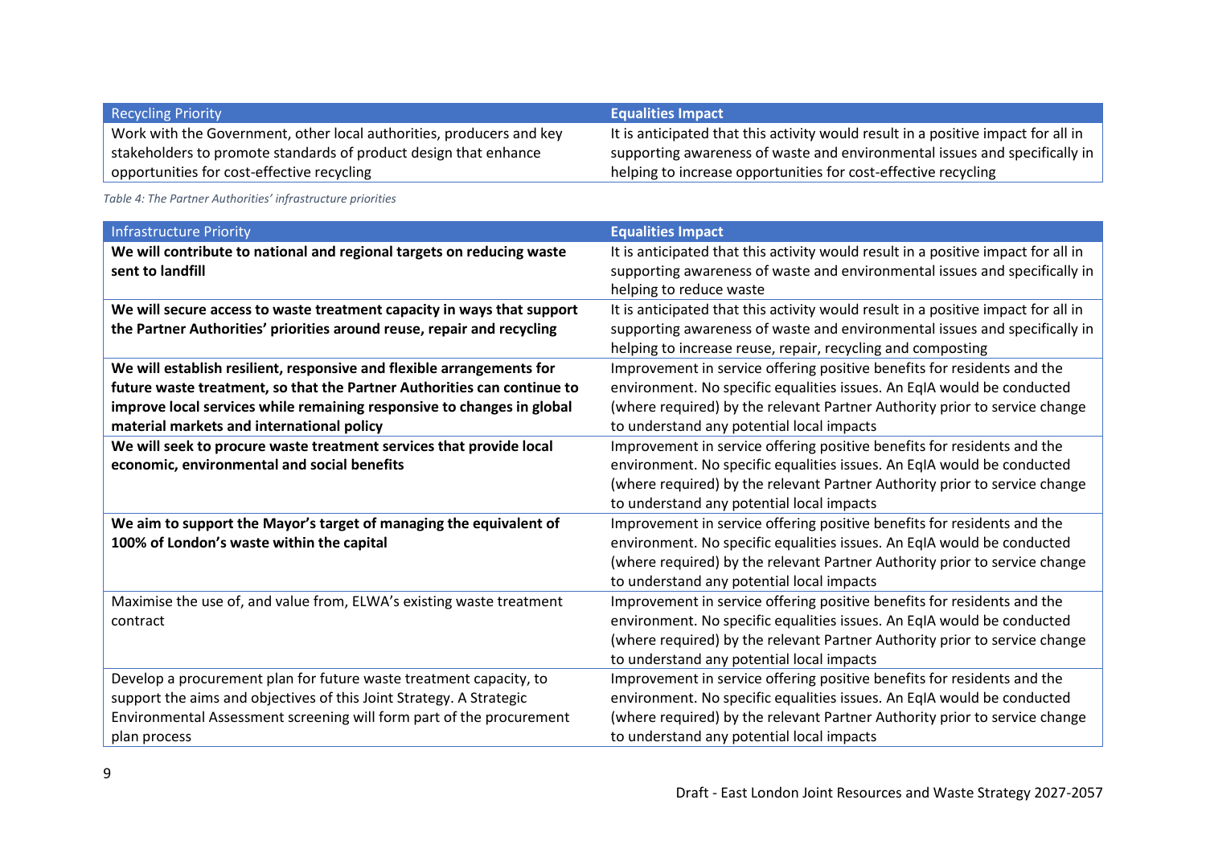| Recycling Priority | Equalities Impact |
|---|---|
| Work with the Government, other local authorities, producers and key stakeholders to promote standards of product design that enhance opportunities for cost-effective recycling | It is anticipated that this activity would result in a positive impact for all in supporting awareness of waste and environmental issues and specifically in helping to increase opportunities for cost-effective recycling |

*Table 4: The Partner Authorities' infrastructure priorities*

| Infrastructure Priority | Equalities Impact |
|---|---|
| **We will contribute to national and regional targets on reducing waste sent to landfill** | It is anticipated that this activity would result in a positive impact for all in supporting awareness of waste and environmental issues and specifically in helping to reduce waste |
| **We will secure access to waste treatment capacity in ways that support the Partner Authorities' priorities around reuse, repair and recycling** | It is anticipated that this activity would result in a positive impact for all in supporting awareness of waste and environmental issues and specifically in helping to increase reuse, repair, recycling and composting |
| **We will establish resilient, responsive and flexible arrangements for future waste treatment, so that the Partner Authorities can continue to improve local services while remaining responsive to changes in global material markets and international policy** | Improvement in service offering positive benefits for residents and the environment. No specific equalities issues. An EqIA would be conducted (where required) by the relevant Partner Authority prior to service change to understand any potential local impacts |
| **We will seek to procure waste treatment services that provide local economic, environmental and social benefits** | Improvement in service offering positive benefits for residents and the environment. No specific equalities issues. An EqIA would be conducted (where required) by the relevant Partner Authority prior to service change to understand any potential local impacts |
| **We aim to support the Mayor's target of managing the equivalent of 100% of London's waste within the capital** | Improvement in service offering positive benefits for residents and the environment. No specific equalities issues. An EqIA would be conducted (where required) by the relevant Partner Authority prior to service change to understand any potential local impacts |
| Maximise the use of, and value from, ELWA's existing waste treatment contract | Improvement in service offering positive benefits for residents and the environment. No specific equalities issues. An EqIA would be conducted (where required) by the relevant Partner Authority prior to service change to understand any potential local impacts |
| Develop a procurement plan for future waste treatment capacity, to support the aims and objectives of this Joint Strategy. A Strategic Environmental Assessment screening will form part of the procurement plan process | Improvement in service offering positive benefits for residents and the environment. No specific equalities issues. An EqIA would be conducted (where required) by the relevant Partner Authority prior to service change to understand any potential local impacts |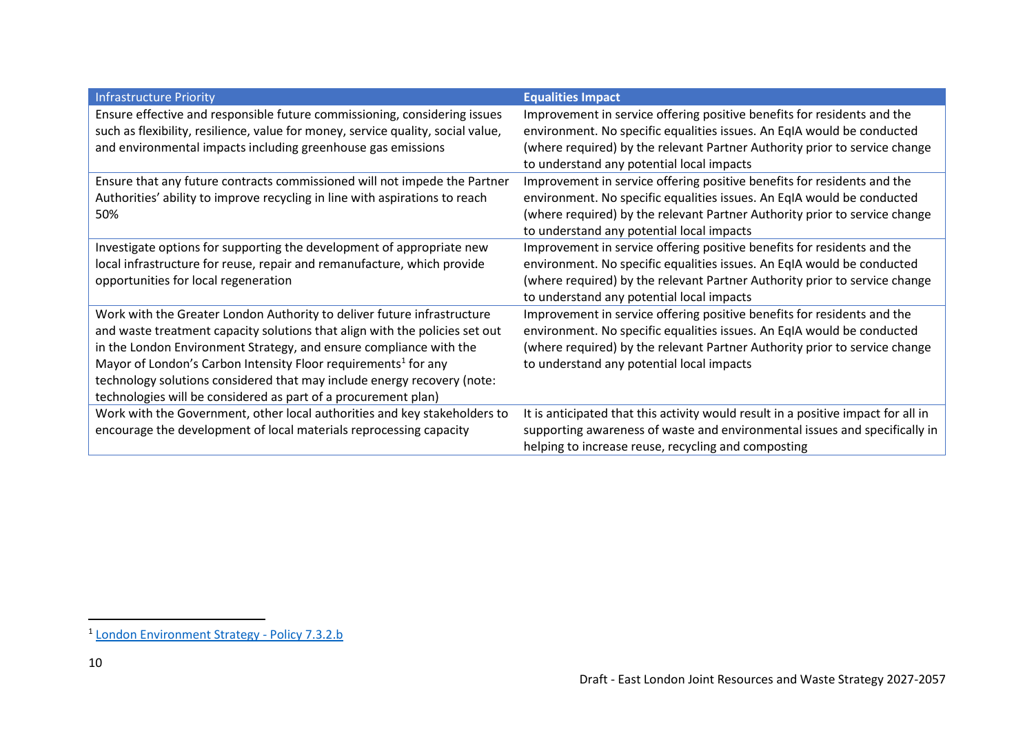| Infrastructure Priority | **Equalities Impact** |
|---|---|
| Ensure effective and responsible future commissioning, considering issues such as flexibility, resilience, value for money, service quality, social value, and environmental impacts including greenhouse gas emissions | Improvement in service offering positive benefits for residents and the environment. No specific equalities issues. An EqIA would be conducted (where required) by the relevant Partner Authority prior to service change to understand any potential local impacts |
| Ensure that any future contracts commissioned will not impede the Partner Authorities' ability to improve recycling in line with aspirations to reach 50% | Improvement in service offering positive benefits for residents and the environment. No specific equalities issues. An EqIA would be conducted (where required) by the relevant Partner Authority prior to service change to understand any potential local impacts |
| Investigate options for supporting the development of appropriate new local infrastructure for reuse, repair and remanufacture, which provide opportunities for local regeneration | Improvement in service offering positive benefits for residents and the environment. No specific equalities issues. An EqIA would be conducted (where required) by the relevant Partner Authority prior to service change to understand any potential local impacts |
| Work with the Greater London Authority to deliver future infrastructure and waste treatment capacity solutions that align with the policies set out in the London Environment Strategy, and ensure compliance with the Mayor of London's Carbon Intensity Floor requirements[1] for any technology solutions considered that may include energy recovery (note: technologies will be considered as part of a procurement plan) | Improvement in service offering positive benefits for residents and the environment. No specific equalities issues. An EqIA would be conducted (where required) by the relevant Partner Authority prior to service change to understand any potential local impacts |
| Work with the Government, other local authorities and key stakeholders to encourage the development of local materials reprocessing capacity | It is anticipated that this activity would result in a positive impact for all in supporting awareness of waste and environmental issues and specifically in helping to increase reuse, recycling and composting |

[1] London Environment Strategy - Policy 7.3.2.b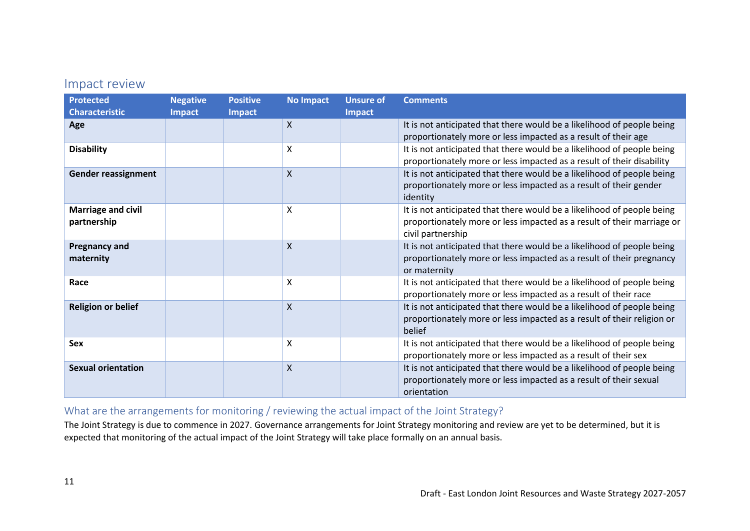## Impact review

| Protected Characteristic | Negative Impact | Positive Impact | No Impact | Unsure of Impact | Comments |
|---|---|---|---|---|---|
| **Age** | | | X | | It is not anticipated that there would be a likelihood of people being proportionately more or less impacted as a result of their age |
| **Disability** | | | X | | It is not anticipated that there would be a likelihood of people being proportionately more or less impacted as a result of their disability |
| **Gender reassignment** | | | X | | It is not anticipated that there would be a likelihood of people being proportionately more or less impacted as a result of their gender identity |
| **Marriage and civil partnership** | | | X | | It is not anticipated that there would be a likelihood of people being proportionately more or less impacted as a result of their marriage or civil partnership |
| **Pregnancy and maternity** | | | X | | It is not anticipated that there would be a likelihood of people being proportionately more or less impacted as a result of their pregnancy or maternity |
| **Race** | | | X | | It is not anticipated that there would be a likelihood of people being proportionately more or less impacted as a result of their race |
| **Religion or belief** | | | X | | It is not anticipated that there would be a likelihood of people being proportionately more or less impacted as a result of their religion or belief |
| **Sex** | | | X | | It is not anticipated that there would be a likelihood of people being proportionately more or less impacted as a result of their sex |
| **Sexual orientation** | | | X | | It is not anticipated that there would be a likelihood of people being proportionately more or less impacted as a result of their sexual orientation |

### What are the arrangements for monitoring / reviewing the actual impact of the Joint Strategy?

The Joint Strategy is due to commence in 2027. Governance arrangements for Joint Strategy monitoring and review are yet to be determined, but it is expected that monitoring of the actual impact of the Joint Strategy will take place formally on an annual basis.